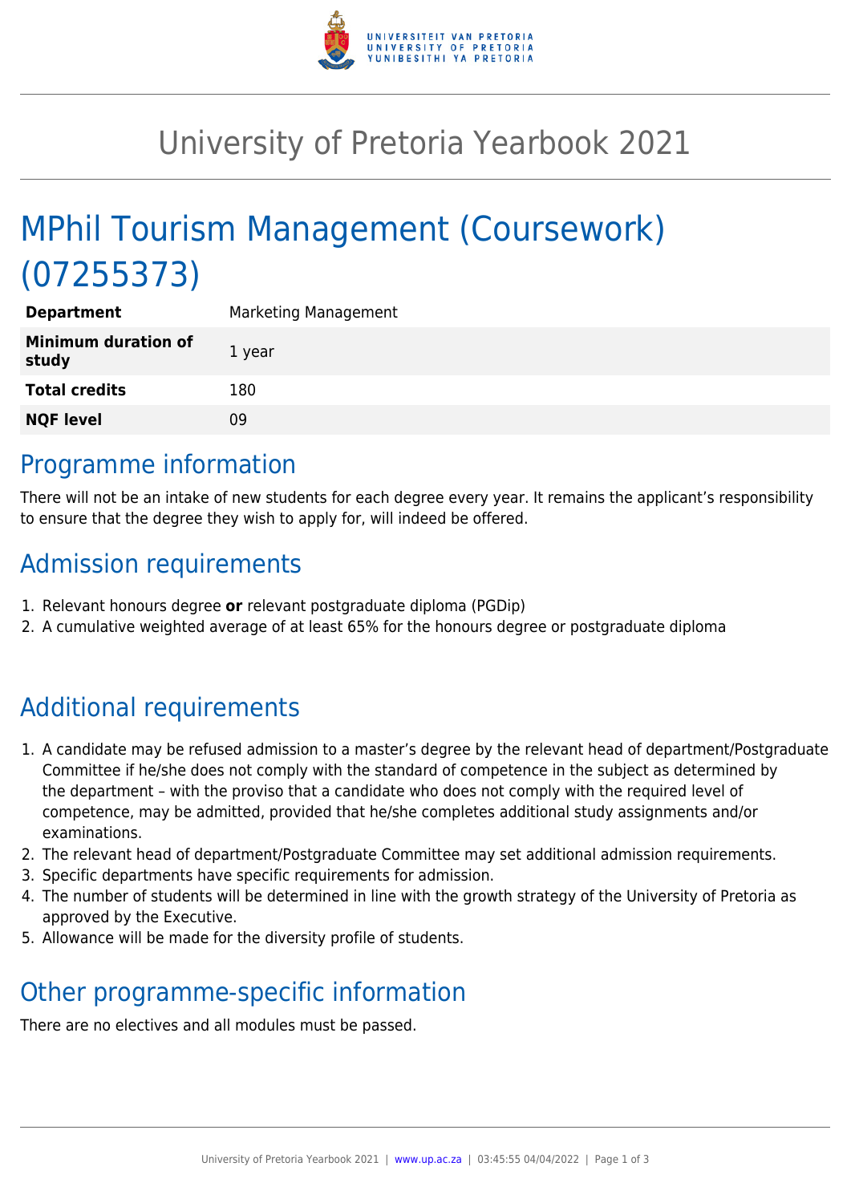# University of Pretoria Yearbook 2021

# MPhil Tourism Management (Coursework) (07255373)

| | |
|---|---|
| **Department** | Marketing Management |
| **Minimum duration of study** | 1 year |
| **Total credits** | 180 |
| **NQF level** | 09 |

## Programme information

There will not be an intake of new students for each degree every year. It remains the applicant's responsibility to ensure that the degree they wish to apply for, will indeed be offered.

## Admission requirements

1. Relevant honours degree **or** relevant postgraduate diploma (PGDip)
2. A cumulative weighted average of at least 65% for the honours degree or postgraduate diploma

## Additional requirements

1. A candidate may be refused admission to a master's degree by the relevant head of department/Postgraduate Committee if he/she does not comply with the standard of competence in the subject as determined by the department – with the proviso that a candidate who does not comply with the required level of competence, may be admitted, provided that he/she completes additional study assignments and/or examinations.
2. The relevant head of department/Postgraduate Committee may set additional admission requirements.
3. Specific departments have specific requirements for admission.
4. The number of students will be determined in line with the growth strategy of the University of Pretoria as approved by the Executive.
5. Allowance will be made for the diversity profile of students.

## Other programme-specific information

There are no electives and all modules must be passed.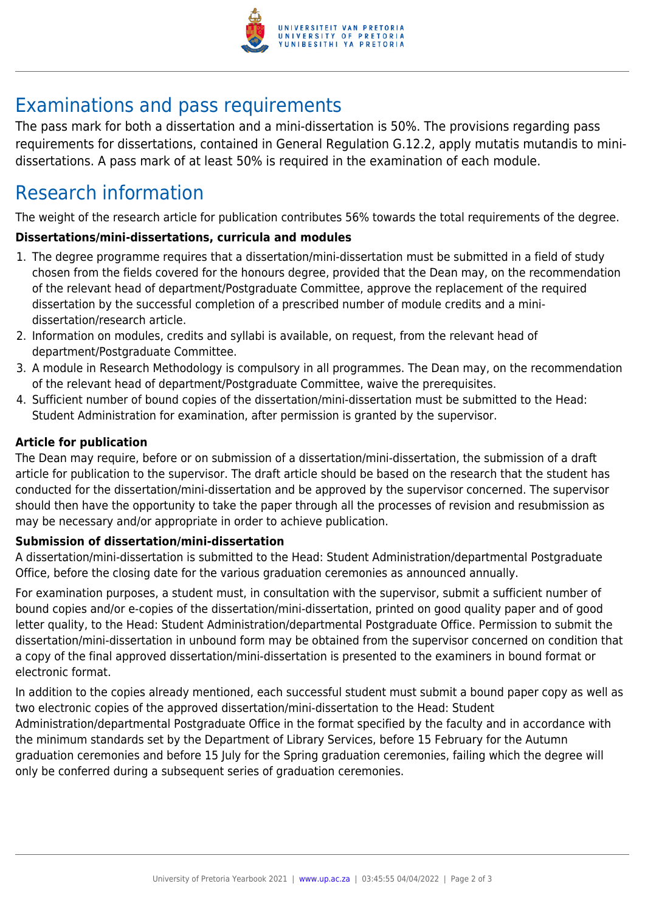# Examinations and pass requirements

The pass mark for both a dissertation and a mini-dissertation is 50%. The provisions regarding pass requirements for dissertations, contained in General Regulation G.12.2, apply mutatis mutandis to mini-dissertations. A pass mark of at least 50% is required in the examination of each module.

# Research information

The weight of the research article for publication contributes 56% towards the total requirements of the degree.

**Dissertations/mini-dissertations, curricula and modules**

1. The degree programme requires that a dissertation/mini-dissertation must be submitted in a field of study chosen from the fields covered for the honours degree, provided that the Dean may, on the recommendation of the relevant head of department/Postgraduate Committee, approve the replacement of the required dissertation by the successful completion of a prescribed number of module credits and a mini-dissertation/research article.
2. Information on modules, credits and syllabi is available, on request, from the relevant head of department/Postgraduate Committee.
3. A module in Research Methodology is compulsory in all programmes. The Dean may, on the recommendation of the relevant head of department/Postgraduate Committee, waive the prerequisites.
4. Sufficient number of bound copies of the dissertation/mini-dissertation must be submitted to the Head: Student Administration for examination, after permission is granted by the supervisor.

**Article for publication**

The Dean may require, before or on submission of a dissertation/mini-dissertation, the submission of a draft article for publication to the supervisor. The draft article should be based on the research that the student has conducted for the dissertation/mini-dissertation and be approved by the supervisor concerned. The supervisor should then have the opportunity to take the paper through all the processes of revision and resubmission as may be necessary and/or appropriate in order to achieve publication.

**Submission of dissertation/mini-dissertation**

A dissertation/mini-dissertation is submitted to the Head: Student Administration/departmental Postgraduate Office, before the closing date for the various graduation ceremonies as announced annually.

For examination purposes, a student must, in consultation with the supervisor, submit a sufficient number of bound copies and/or e-copies of the dissertation/mini-dissertation, printed on good quality paper and of good letter quality, to the Head: Student Administration/departmental Postgraduate Office. Permission to submit the dissertation/mini-dissertation in unbound form may be obtained from the supervisor concerned on condition that a copy of the final approved dissertation/mini-dissertation is presented to the examiners in bound format or electronic format.

In addition to the copies already mentioned, each successful student must submit a bound paper copy as well as two electronic copies of the approved dissertation/mini-dissertation to the Head: Student Administration/departmental Postgraduate Office in the format specified by the faculty and in accordance with the minimum standards set by the Department of Library Services, before 15 February for the Autumn graduation ceremonies and before 15 July for the Spring graduation ceremonies, failing which the degree will only be conferred during a subsequent series of graduation ceremonies.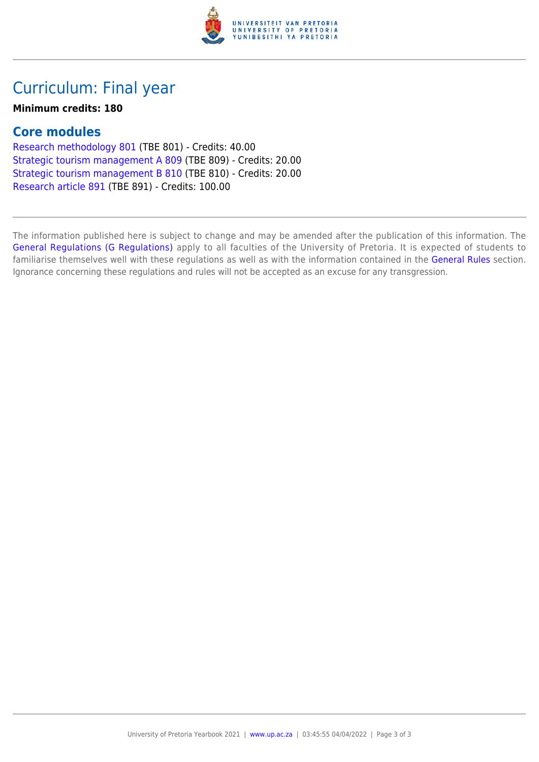# Curriculum: Final year

**Minimum credits: 180**

## Core modules

Research methodology 801 (TBE 801) - Credits: 40.00
Strategic tourism management A 809 (TBE 809) - Credits: 20.00
Strategic tourism management B 810 (TBE 810) - Credits: 20.00
Research article 891 (TBE 891) - Credits: 100.00

---

The information published here is subject to change and may be amended after the publication of this information. The General Regulations (G Regulations) apply to all faculties of the University of Pretoria. It is expected of students to familiarise themselves well with these regulations as well as with the information contained in the General Rules section. Ignorance concerning these regulations and rules will not be accepted as an excuse for any transgression.